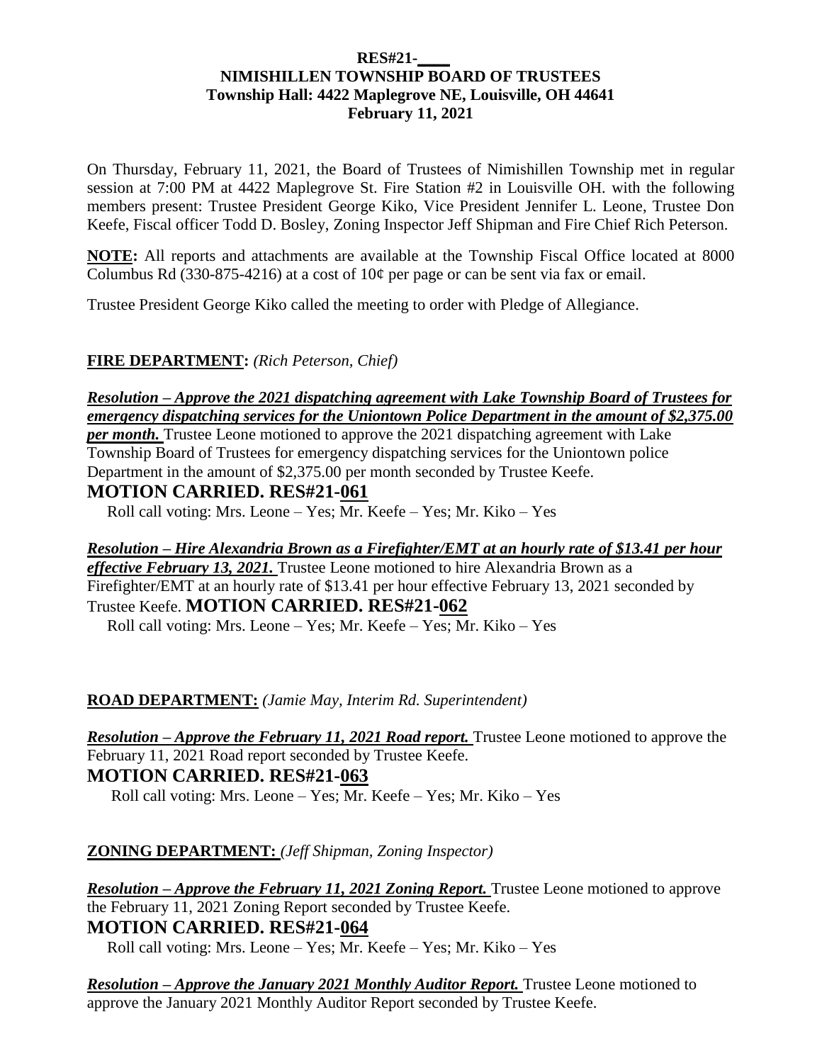**RES#21-\_\_\_\_**
**NIMISHILLEN TOWNSHIP BOARD OF TRUSTEES**
**Township Hall: 4422 Maplegrove NE, Louisville, OH 44641**
**February 11, 2021**

On Thursday, February 11, 2021, the Board of Trustees of Nimishillen Township met in regular session at 7:00 PM at 4422 Maplegrove St. Fire Station #2 in Louisville OH. with the following members present: Trustee President George Kiko, Vice President Jennifer L. Leone, Trustee Don Keefe, Fiscal officer Todd D. Bosley, Zoning Inspector Jeff Shipman and Fire Chief Rich Peterson.

**NOTE:** All reports and attachments are available at the Township Fiscal Office located at 8000 Columbus Rd (330-875-4216) at a cost of 10¢ per page or can be sent via fax or email.

Trustee President George Kiko called the meeting to order with Pledge of Allegiance.

**FIRE DEPARTMENT:** *(Rich Peterson, Chief)*

***Resolution – Approve the 2021 dispatching agreement with Lake Township Board of Trustees for emergency dispatching services for the Uniontown Police Department in the amount of $2,375.00 per month.*** Trustee Leone motioned to approve the 2021 dispatching agreement with Lake Township Board of Trustees for emergency dispatching services for the Uniontown police Department in the amount of $2,375.00 per month seconded by Trustee Keefe.

**MOTION CARRIED. RES#21-061**

Roll call voting: Mrs. Leone – Yes; Mr. Keefe – Yes; Mr. Kiko – Yes

***Resolution – Hire Alexandria Brown as a Firefighter/EMT at an hourly rate of $13.41 per hour effective February 13, 2021.*** Trustee Leone motioned to hire Alexandria Brown as a Firefighter/EMT at an hourly rate of $13.41 per hour effective February 13, 2021 seconded by Trustee Keefe. **MOTION CARRIED. RES#21-062**

Roll call voting: Mrs. Leone – Yes; Mr. Keefe – Yes; Mr. Kiko – Yes

**ROAD DEPARTMENT:** *(Jamie May, Interim Rd. Superintendent)*

***Resolution – Approve the February 11, 2021 Road report.*** Trustee Leone motioned to approve the February 11, 2021 Road report seconded by Trustee Keefe.

**MOTION CARRIED. RES#21-063**

Roll call voting: Mrs. Leone – Yes; Mr. Keefe – Yes; Mr. Kiko – Yes

**ZONING DEPARTMENT:** *(Jeff Shipman, Zoning Inspector)*

***Resolution – Approve the February 11, 2021 Zoning Report.*** Trustee Leone motioned to approve the February 11, 2021 Zoning Report seconded by Trustee Keefe.

**MOTION CARRIED. RES#21-064**

Roll call voting: Mrs. Leone – Yes; Mr. Keefe – Yes; Mr. Kiko – Yes

***Resolution – Approve the January 2021 Monthly Auditor Report.*** Trustee Leone motioned to approve the January 2021 Monthly Auditor Report seconded by Trustee Keefe.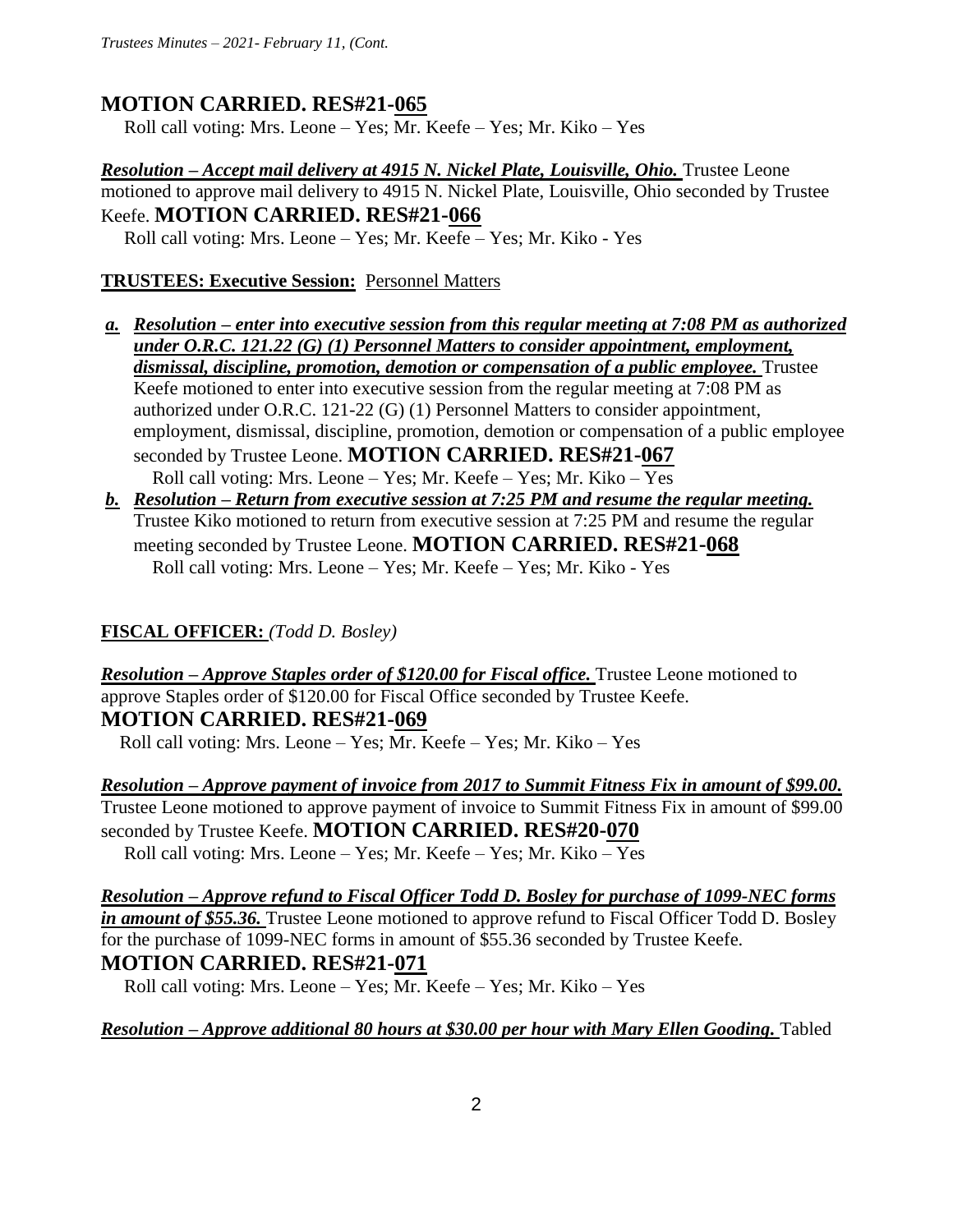**MOTION CARRIED. RES#21-065**

Roll call voting: Mrs. Leone – Yes; Mr. Keefe – Yes; Mr. Kiko – Yes

***Resolution – Accept mail delivery at 4915 N. Nickel Plate, Louisville, Ohio.*** Trustee Leone motioned to approve mail delivery to 4915 N. Nickel Plate, Louisville, Ohio seconded by Trustee Keefe. **MOTION CARRIED. RES#21-066**

Roll call voting: Mrs. Leone – Yes; Mr. Keefe – Yes; Mr. Kiko - Yes

**TRUSTEES: Executive Session:** Personnel Matters

*a.* ***Resolution – enter into executive session from this regular meeting at 7:08 PM as authorized under O.R.C. 121.22 (G) (1) Personnel Matters to consider appointment, employment, dismissal, discipline, promotion, demotion or compensation of a public employee.*** Trustee Keefe motioned to enter into executive session from the regular meeting at 7:08 PM as authorized under O.R.C. 121-22 (G) (1) Personnel Matters to consider appointment, employment, dismissal, discipline, promotion, demotion or compensation of a public employee seconded by Trustee Leone. **MOTION CARRIED. RES#21-067**

Roll call voting: Mrs. Leone – Yes; Mr. Keefe – Yes; Mr. Kiko – Yes

*b.* ***Resolution – Return from executive session at 7:25 PM and resume the regular meeting.*** Trustee Kiko motioned to return from executive session at 7:25 PM and resume the regular meeting seconded by Trustee Leone. **MOTION CARRIED. RES#21-068**

Roll call voting: Mrs. Leone – Yes; Mr. Keefe – Yes; Mr. Kiko - Yes

**FISCAL OFFICER:** *(Todd D. Bosley)*

***Resolution – Approve Staples order of $120.00 for Fiscal office.*** Trustee Leone motioned to approve Staples order of $120.00 for Fiscal Office seconded by Trustee Keefe.
**MOTION CARRIED. RES#21-069**

Roll call voting: Mrs. Leone – Yes; Mr. Keefe – Yes; Mr. Kiko – Yes

***Resolution – Approve payment of invoice from 2017 to Summit Fitness Fix in amount of $99.00.*** Trustee Leone motioned to approve payment of invoice to Summit Fitness Fix in amount of $99.00 seconded by Trustee Keefe. **MOTION CARRIED. RES#20-070**

Roll call voting: Mrs. Leone – Yes; Mr. Keefe – Yes; Mr. Kiko – Yes

***Resolution – Approve refund to Fiscal Officer Todd D. Bosley for purchase of 1099-NEC forms in amount of $55.36.*** Trustee Leone motioned to approve refund to Fiscal Officer Todd D. Bosley for the purchase of 1099-NEC forms in amount of $55.36 seconded by Trustee Keefe.
**MOTION CARRIED. RES#21-071**

Roll call voting: Mrs. Leone – Yes; Mr. Keefe – Yes; Mr. Kiko – Yes

***Resolution – Approve additional 80 hours at $30.00 per hour with Mary Ellen Gooding.*** Tabled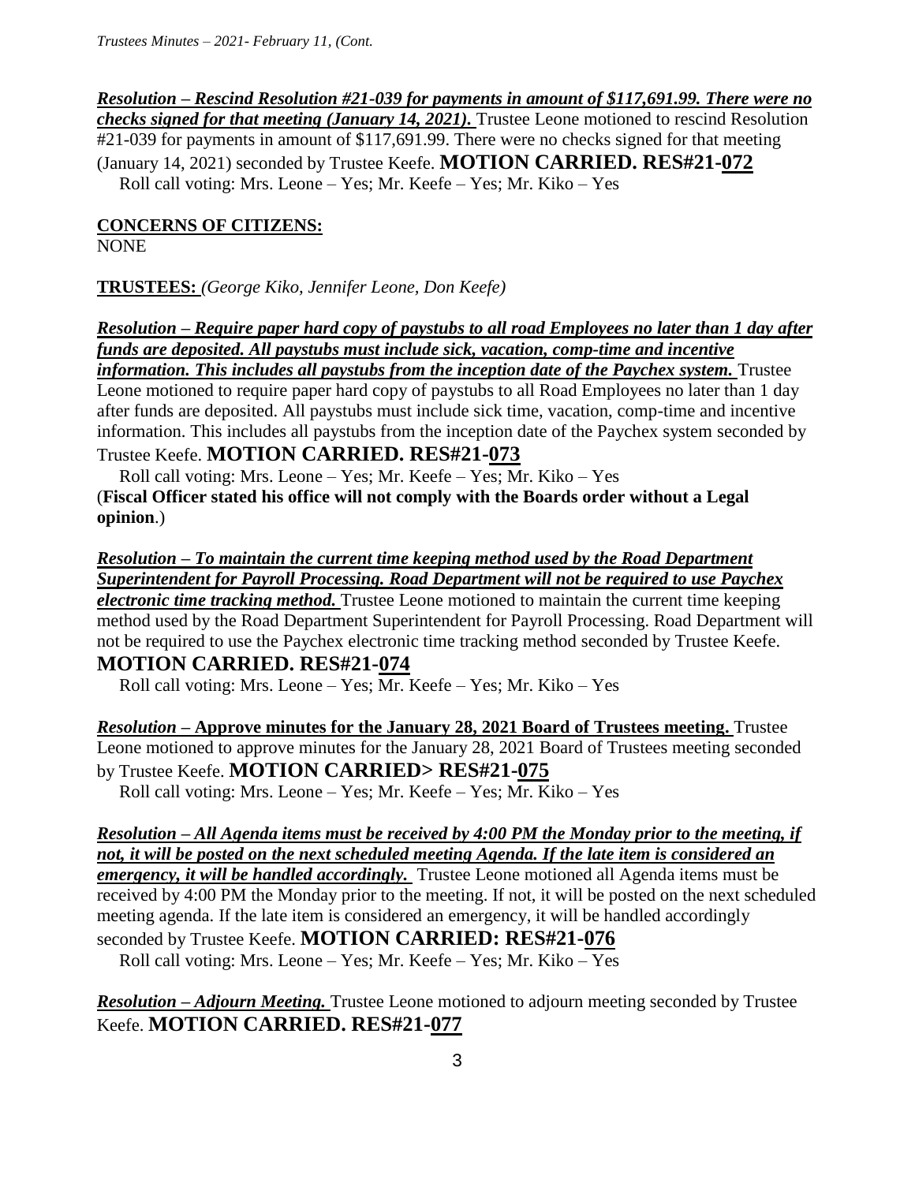***Resolution – Rescind Resolution #21-039 for payments in amount of $117,691.99. There were no checks signed for that meeting (January 14, 2021).*** Trustee Leone motioned to rescind Resolution #21-039 for payments in amount of $117,691.99. There were no checks signed for that meeting (January 14, 2021) seconded by Trustee Keefe. **MOTION CARRIED. RES#21-072**

Roll call voting: Mrs. Leone – Yes; Mr. Keefe – Yes; Mr. Kiko – Yes

**CONCERNS OF CITIZENS:**

NONE

**TRUSTEES:** *(George Kiko, Jennifer Leone, Don Keefe)*

***Resolution – Require paper hard copy of paystubs to all road Employees no later than 1 day after funds are deposited. All paystubs must include sick, vacation, comp-time and incentive information. This includes all paystubs from the inception date of the Paychex system.*** Trustee Leone motioned to require paper hard copy of paystubs to all Road Employees no later than 1 day after funds are deposited. All paystubs must include sick time, vacation, comp-time and incentive information. This includes all paystubs from the inception date of the Paychex system seconded by Trustee Keefe. **MOTION CARRIED. RES#21-073**

Roll call voting: Mrs. Leone – Yes; Mr. Keefe – Yes; Mr. Kiko – Yes

(**Fiscal Officer stated his office will not comply with the Boards order without a Legal opinion**.)

***Resolution – To maintain the current time keeping method used by the Road Department Superintendent for Payroll Processing. Road Department will not be required to use Paychex electronic time tracking method.*** Trustee Leone motioned to maintain the current time keeping method used by the Road Department Superintendent for Payroll Processing. Road Department will not be required to use the Paychex electronic time tracking method seconded by Trustee Keefe. **MOTION CARRIED. RES#21-074**

Roll call voting: Mrs. Leone – Yes; Mr. Keefe – Yes; Mr. Kiko – Yes

***Resolution* – Approve minutes for the January 28, 2021 Board of Trustees meeting.** Trustee Leone motioned to approve minutes for the January 28, 2021 Board of Trustees meeting seconded by Trustee Keefe. **MOTION CARRIED> RES#21-075**

Roll call voting: Mrs. Leone – Yes; Mr. Keefe – Yes; Mr. Kiko – Yes

***Resolution – All Agenda items must be received by 4:00 PM the Monday prior to the meeting, if not, it will be posted on the next scheduled meeting Agenda. If the late item is considered an emergency, it will be handled accordingly.*** Trustee Leone motioned all Agenda items must be received by 4:00 PM the Monday prior to the meeting. If not, it will be posted on the next scheduled meeting agenda. If the late item is considered an emergency, it will be handled accordingly seconded by Trustee Keefe. **MOTION CARRIED: RES#21-076**

Roll call voting: Mrs. Leone – Yes; Mr. Keefe – Yes; Mr. Kiko – Yes

***Resolution – Adjourn Meeting.*** Trustee Leone motioned to adjourn meeting seconded by Trustee Keefe. **MOTION CARRIED. RES#21-077**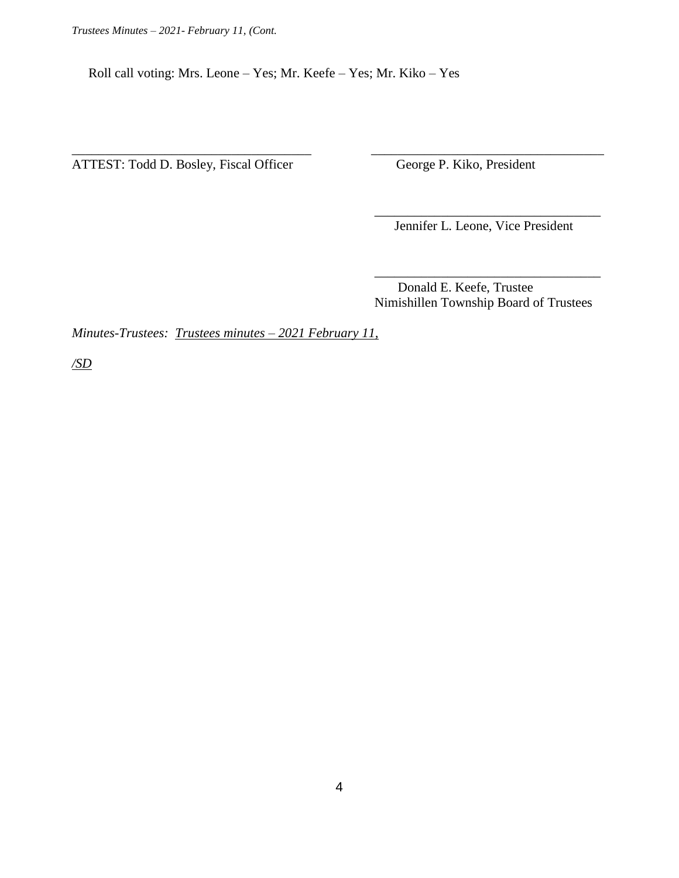Roll call voting: Mrs. Leone – Yes; Mr. Keefe – Yes; Mr. Kiko – Yes

\_\_\_\_\_\_\_\_\_\_\_\_\_\_\_\_\_\_\_\_\_\_\_\_\_\_\_\_\_\_\_\_\_\_\_\_

ATTEST: Todd D. Bosley, Fiscal Officer

\_\_\_\_\_\_\_\_\_\_\_\_\_\_\_\_\_\_\_\_\_\_\_\_\_\_\_\_\_\_\_\_\_\_\_\_

George P. Kiko, President

\_\_\_\_\_\_\_\_\_\_\_\_\_\_\_\_\_\_\_\_\_\_\_\_\_\_\_\_\_\_\_\_\_\_\_\_

Jennifer L. Leone, Vice President

\_\_\_\_\_\_\_\_\_\_\_\_\_\_\_\_\_\_\_\_\_\_\_\_\_\_\_\_\_\_\_\_\_\_\_\_

Donald E. Keefe, Trustee
Nimishillen Township Board of Trustees

*Minutes-Trustees:* *Trustees minutes – 2021 February 11,*

*/SD*